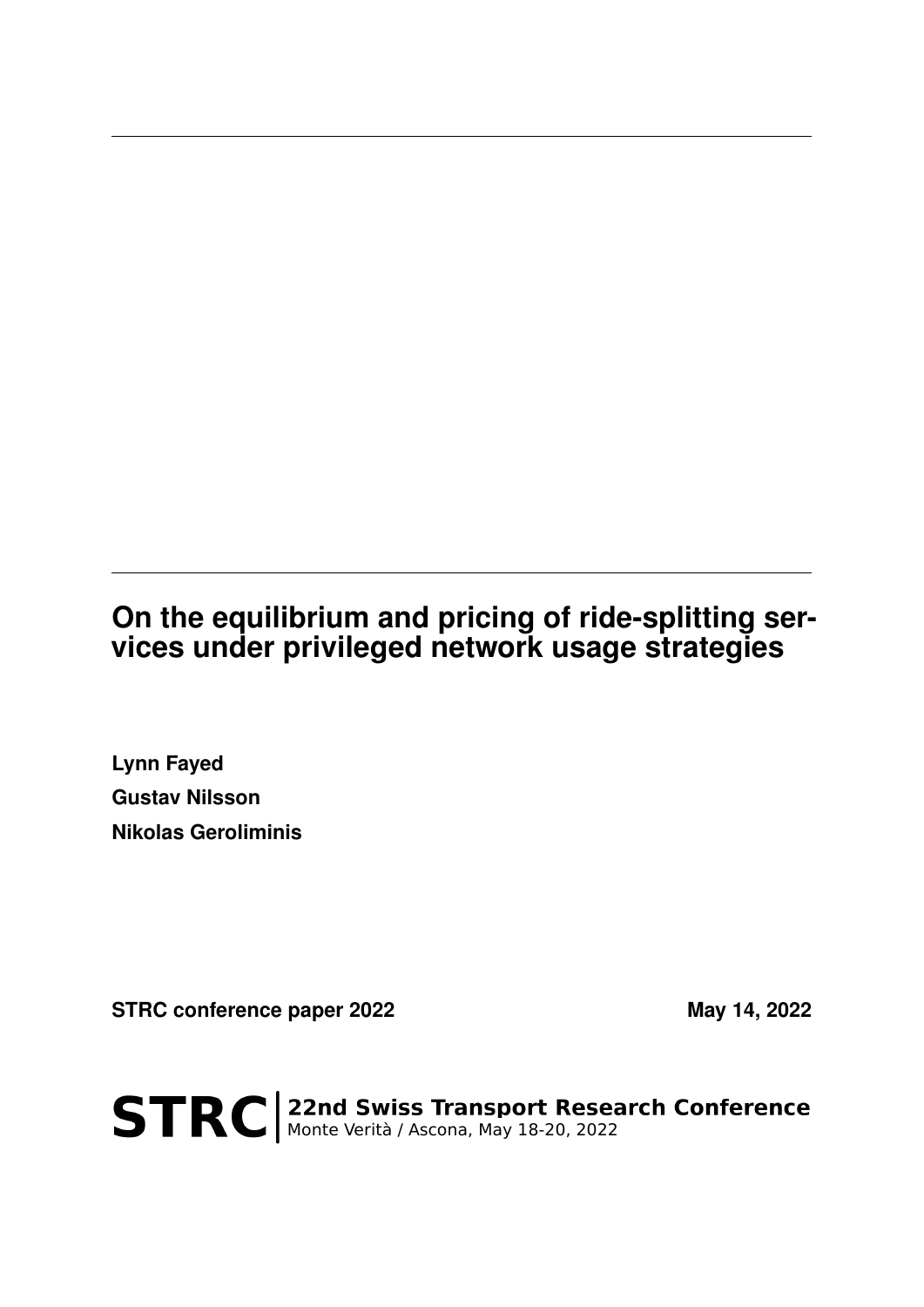# On the equilibrium and pricing of ride-splitting services under privileged network usage strategies

**Lynn Fayed**

**Gustav Nilsson**

**Nikolas Geroliminis**

**STRC conference paper 2022** **May 14, 2022**

**STRC** | **22nd Swiss Transport Research Conference**
Monte Verità / Ascona, May 18-20, 2022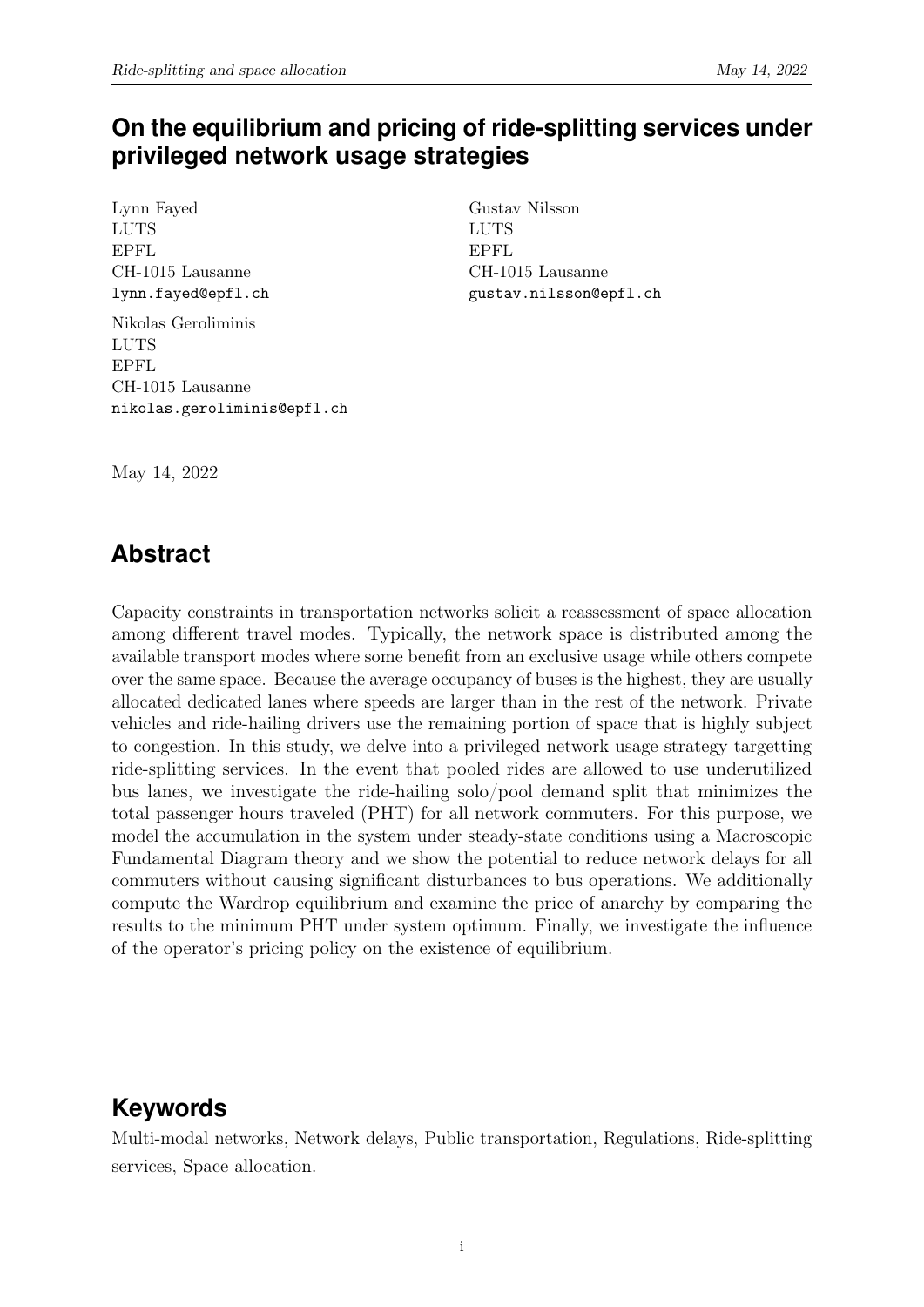# On the equilibrium and pricing of ride-splitting services under privileged network usage strategies

Lynn Fayed
LUTS
EPFL
CH-1015 Lausanne
lynn.fayed@epfl.ch

Gustav Nilsson
LUTS
EPFL
CH-1015 Lausanne
gustav.nilsson@epfl.ch

Nikolas Geroliminis
LUTS
EPFL
CH-1015 Lausanne
nikolas.geroliminis@epfl.ch

May 14, 2022

## Abstract

Capacity constraints in transportation networks solicit a reassessment of space allocation among different travel modes. Typically, the network space is distributed among the available transport modes where some benefit from an exclusive usage while others compete over the same space. Because the average occupancy of buses is the highest, they are usually allocated dedicated lanes where speeds are larger than in the rest of the network. Private vehicles and ride-hailing drivers use the remaining portion of space that is highly subject to congestion. In this study, we delve into a privileged network usage strategy targetting ride-splitting services. In the event that pooled rides are allowed to use underutilized bus lanes, we investigate the ride-hailing solo/pool demand split that minimizes the total passenger hours traveled (PHT) for all network commuters. For this purpose, we model the accumulation in the system under steady-state conditions using a Macroscopic Fundamental Diagram theory and we show the potential to reduce network delays for all commuters without causing significant disturbances to bus operations. We additionally compute the Wardrop equilibrium and examine the price of anarchy by comparing the results to the minimum PHT under system optimum. Finally, we investigate the influence of the operator's pricing policy on the existence of equilibrium.

## Keywords

Multi-modal networks, Network delays, Public transportation, Regulations, Ride-splitting services, Space allocation.